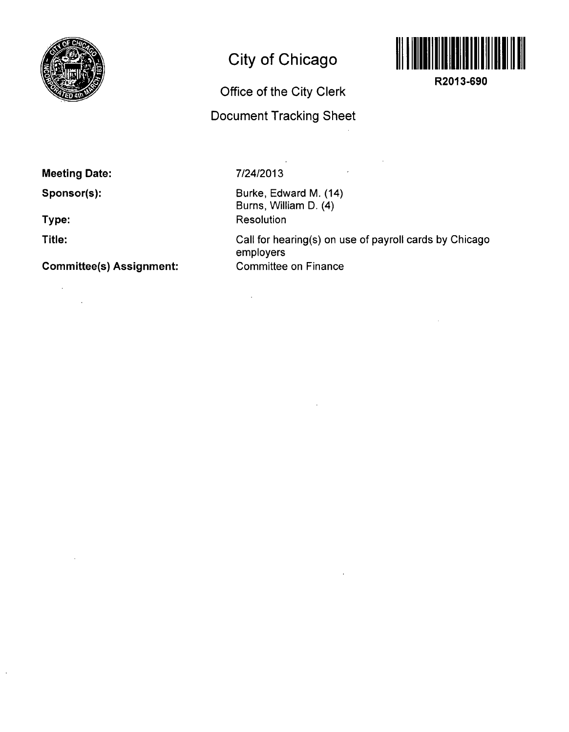# City of Chicago

## Office of the City Clerk

## Document Tracking Sheet

**R2013-690**

**Meeting Date:** 7/24/2013

**Sponsor(s):** Burke, Edward M. (14)
Burns, William D. (4)

**Type:** Resolution

**Title:** Call for hearing(s) on use of payroll cards by Chicago employers

**Committee(s) Assignment:** Committee on Finance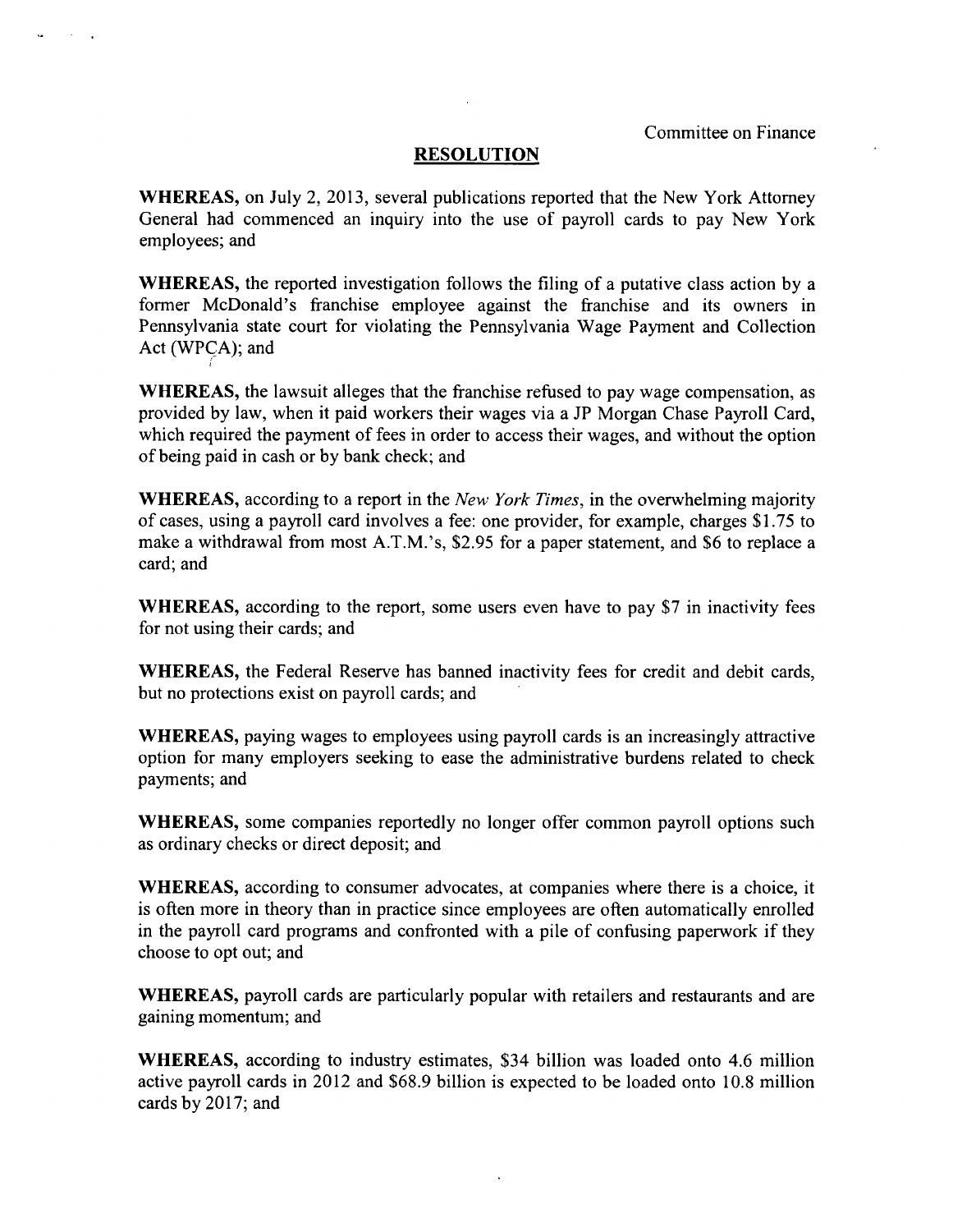Committee on Finance

## RESOLUTION

**WHEREAS,** on July 2, 2013, several publications reported that the New York Attorney General had commenced an inquiry into the use of payroll cards to pay New York employees; and

**WHEREAS,** the reported investigation follows the filing of a putative class action by a former McDonald's franchise employee against the franchise and its owners in Pennsylvania state court for violating the Pennsylvania Wage Payment and Collection Act (WPCA); and

**WHEREAS,** the lawsuit alleges that the franchise refused to pay wage compensation, as provided by law, when it paid workers their wages via a JP Morgan Chase Payroll Card, which required the payment of fees in order to access their wages, and without the option of being paid in cash or by bank check; and

**WHEREAS,** according to a report in the *New York Times*, in the overwhelming majority of cases, using a payroll card involves a fee: one provider, for example, charges $1.75 to make a withdrawal from most A.T.M.'s, $2.95 for a paper statement, and $6 to replace a card; and

**WHEREAS,** according to the report, some users even have to pay $7 in inactivity fees for not using their cards; and

**WHEREAS,** the Federal Reserve has banned inactivity fees for credit and debit cards, but no protections exist on payroll cards; and

**WHEREAS,** paying wages to employees using payroll cards is an increasingly attractive option for many employers seeking to ease the administrative burdens related to check payments; and

**WHEREAS,** some companies reportedly no longer offer common payroll options such as ordinary checks or direct deposit; and

**WHEREAS,** according to consumer advocates, at companies where there is a choice, it is often more in theory than in practice since employees are often automatically enrolled in the payroll card programs and confronted with a pile of confusing paperwork if they choose to opt out; and

**WHEREAS,** payroll cards are particularly popular with retailers and restaurants and are gaining momentum; and

**WHEREAS,** according to industry estimates, $34 billion was loaded onto 4.6 million active payroll cards in 2012 and $68.9 billion is expected to be loaded onto 10.8 million cards by 2017; and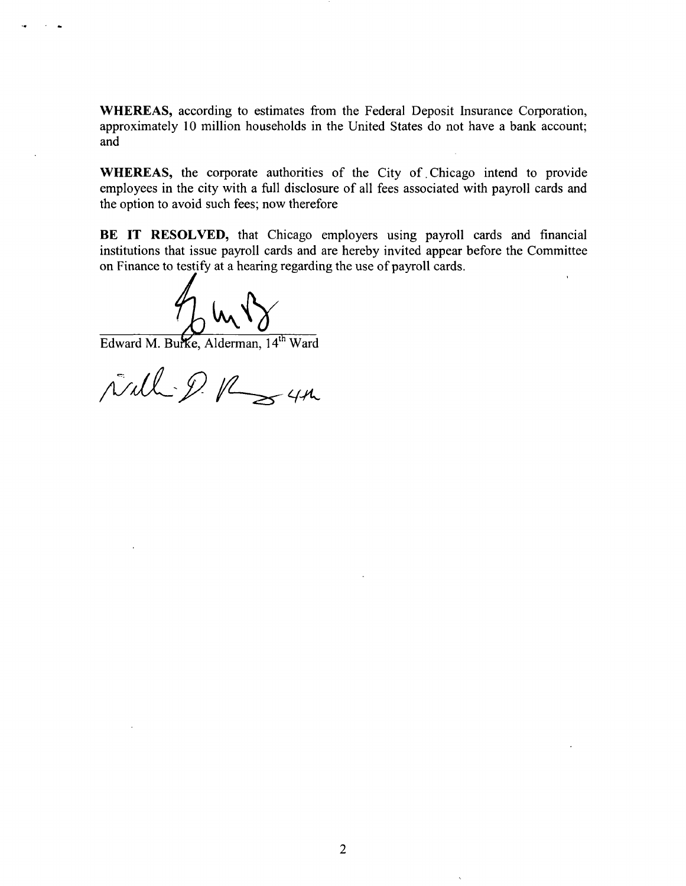**WHEREAS,** according to estimates from the Federal Deposit Insurance Corporation, approximately 10 million households in the United States do not have a bank account; and

**WHEREAS,** the corporate authorities of the City of Chicago intend to provide employees in the city with a full disclosure of all fees associated with payroll cards and the option to avoid such fees; now therefore

**BE IT RESOLVED,** that Chicago employers using payroll cards and financial institutions that issue payroll cards and are hereby invited appear before the Committee on Finance to testify at a hearing regarding the use of payroll cards.

Edward M. Burke, Alderman, 14th Ward